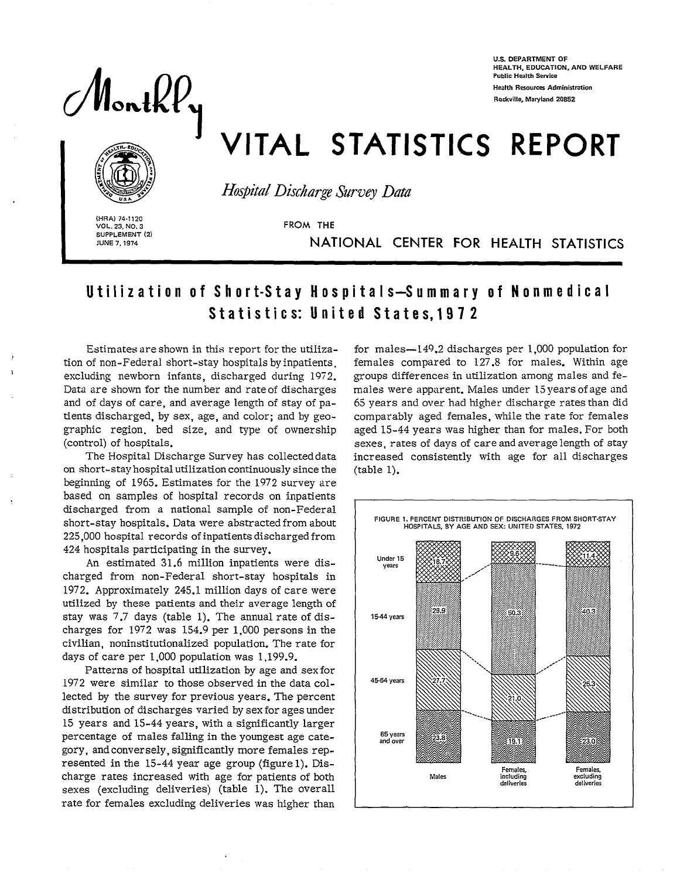U.S. DEPARTMENT OF HEALTH, EDUCATION, AND WELFARE
Public Health Service
Health Resources Administration
Rockville, Maryland 20852

# Monthly VITAL STATISTICS REPORT

*Hospital Discharge Survey Data*

FROM THE NATIONAL CENTER FOR HEALTH STATISTICS

(HRA) 74-1120
VOL. 23, NO. 3
SUPPLEMENT (2)
JUNE 7, 1974

## Utilization of Short-Stay Hospitals—Summary of Nonmedical Statistics: United States, 1972

Estimates are shown in this report for the utilization of non-Federal short-stay hospitals by inpatients, excluding newborn infants, discharged during 1972. Data are shown for the number and rate of discharges and of days of care, and average length of stay of patients discharged, by sex, age, and color; and by geographic region, bed size, and type of ownership (control) of hospitals.

The Hospital Discharge Survey has collected data on short-stay hospital utilization continuously since the beginning of 1965. Estimates for the 1972 survey are based on samples of hospital records on inpatients discharged from a national sample of non-Federal short-stay hospitals. Data were abstracted from about 225,000 hospital records of inpatients discharged from 424 hospitals participating in the survey.

An estimated 31.6 million inpatients were discharged from non-Federal short-stay hospitals in 1972. Approximately 245.1 million days of care were utilized by these patients and their average length of stay was 7.7 days (table 1). The annual rate of discharges for 1972 was 154.9 per 1,000 persons in the civilian, noninstitutionalized population. The rate for days of care per 1,000 population was 1,199.9.

Patterns of hospital utilization by age and sex for 1972 were similar to those observed in the data collected by the survey for previous years. The percent distribution of discharges varied by sex for ages under 15 years and 15-44 years, with a significantly larger percentage of males falling in the youngest age category, and conversely, significantly more females represented in the 15-44 year age group (figure 1). Discharge rates increased with age for patients of both sexes (excluding deliveries) (table 1). The overall rate for females excluding deliveries was higher than for males—149.2 discharges per 1,000 population for females compared to 127.8 for males. Within age groups differences in utilization among males and females were apparent. Males under 15 years of age and 65 years and over had higher discharge rates than did comparably aged females, while the rate for females aged 15-44 years was higher than for males. For both sexes, rates of days of care and average length of stay increased consistently with age for all discharges (table 1).

FIGURE 1. PERCENT DISTRIBUTION OF DISCHARGES FROM SHORT-STAY HOSPITALS, BY AGE AND SEX: UNITED STATES, 1972

| Age | Males | Females, including deliveries | Females, excluding deliveries |
|---|---|---|---|
| Under 15 years | 18.7 | 9.6 | 11.4 |
| 15-44 years | 29.9 | 50.3 | 40.3 |
| 45-64 years | 27.7 | 21.0 | 25.3 |
| 65 years and over | 23.8 | 19.1 | 23.0 |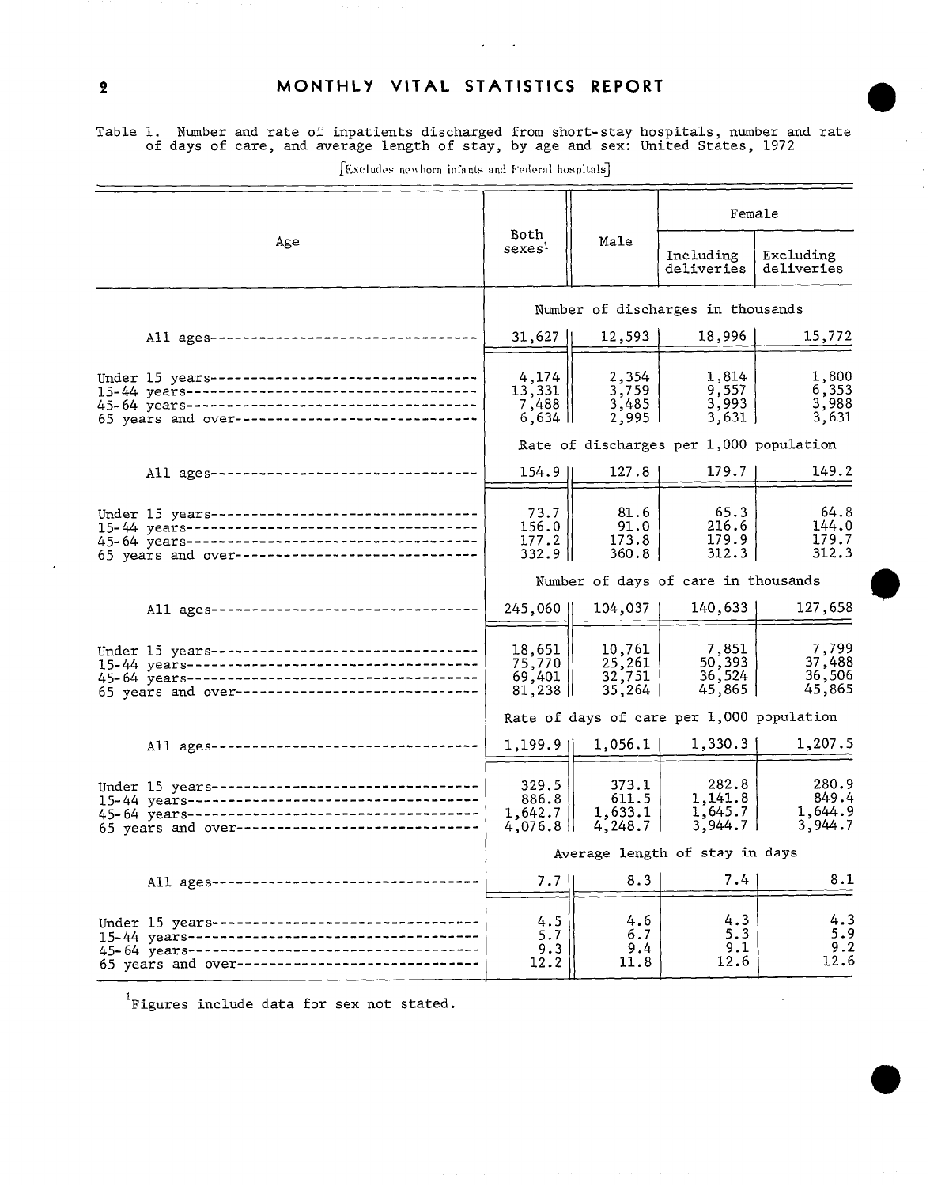Table 1. Number and rate of inpatients discharged from short-stay hospitals, number and rate of days of care, and average length of stay, by age and sex: United States, 1972

[Excludes newborn infants and Federal hospitals]

| Age | Both sexes[1] | Male | Female | |
|---|---|---|---|---|
| | | | Including deliveries | Excluding deliveries |
| | **Number of discharges in thousands** | | | |
| All ages | 31,627 | 12,593 | 18,996 | 15,772 |
| Under 15 years | 4,174 | 2,354 | 1,814 | 1,800 |
| 15-44 years | 13,331 | 3,759 | 9,557 | 6,353 |
| 45-64 years | 7,488 | 3,485 | 3,993 | 3,988 |
| 65 years and over | 6,634 | 2,995 | 3,631 | 3,631 |
| | **Rate of discharges per 1,000 population** | | | |
| All ages | 154.9 | 127.8 | 179.7 | 149.2 |
| Under 15 years | 73.7 | 81.6 | 65.3 | 64.8 |
| 15-44 years | 156.0 | 91.0 | 216.6 | 144.0 |
| 45-64 years | 177.2 | 173.8 | 179.9 | 179.7 |
| 65 years and over | 332.9 | 360.8 | 312.3 | 312.3 |
| | **Number of days of care in thousands** | | | |
| All ages | 245,060 | 104,037 | 140,633 | 127,658 |
| Under 15 years | 18,651 | 10,761 | 7,851 | 7,799 |
| 15-44 years | 75,770 | 25,261 | 50,393 | 37,488 |
| 45-64 years | 69,401 | 32,751 | 36,524 | 36,506 |
| 65 years and over | 81,238 | 35,264 | 45,865 | 45,865 |
| | **Rate of days of care per 1,000 population** | | | |
| All ages | 1,199.9 | 1,056.1 | 1,330.3 | 1,207.5 |
| Under 15 years | 329.5 | 373.1 | 282.8 | 280.9 |
| 15-44 years | 886.8 | 611.5 | 1,141.8 | 849.4 |
| 45-64 years | 1,642.7 | 1,633.1 | 1,645.7 | 1,644.9 |
| 65 years and over | 4,076.8 | 4,248.7 | 3,944.7 | 3,944.7 |
| | **Average length of stay in days** | | | |
| All ages | 7.7 | 8.3 | 7.4 | 8.1 |
| Under 15 years | 4.5 | 4.6 | 4.3 | 4.3 |
| 15-44 years | 5.7 | 6.7 | 5.3 | 5.9 |
| 45-64 years | 9.3 | 9.4 | 9.1 | 9.2 |
| 65 years and over | 12.2 | 11.8 | 12.6 | 12.6 |

[1]Figures include data for sex not stated.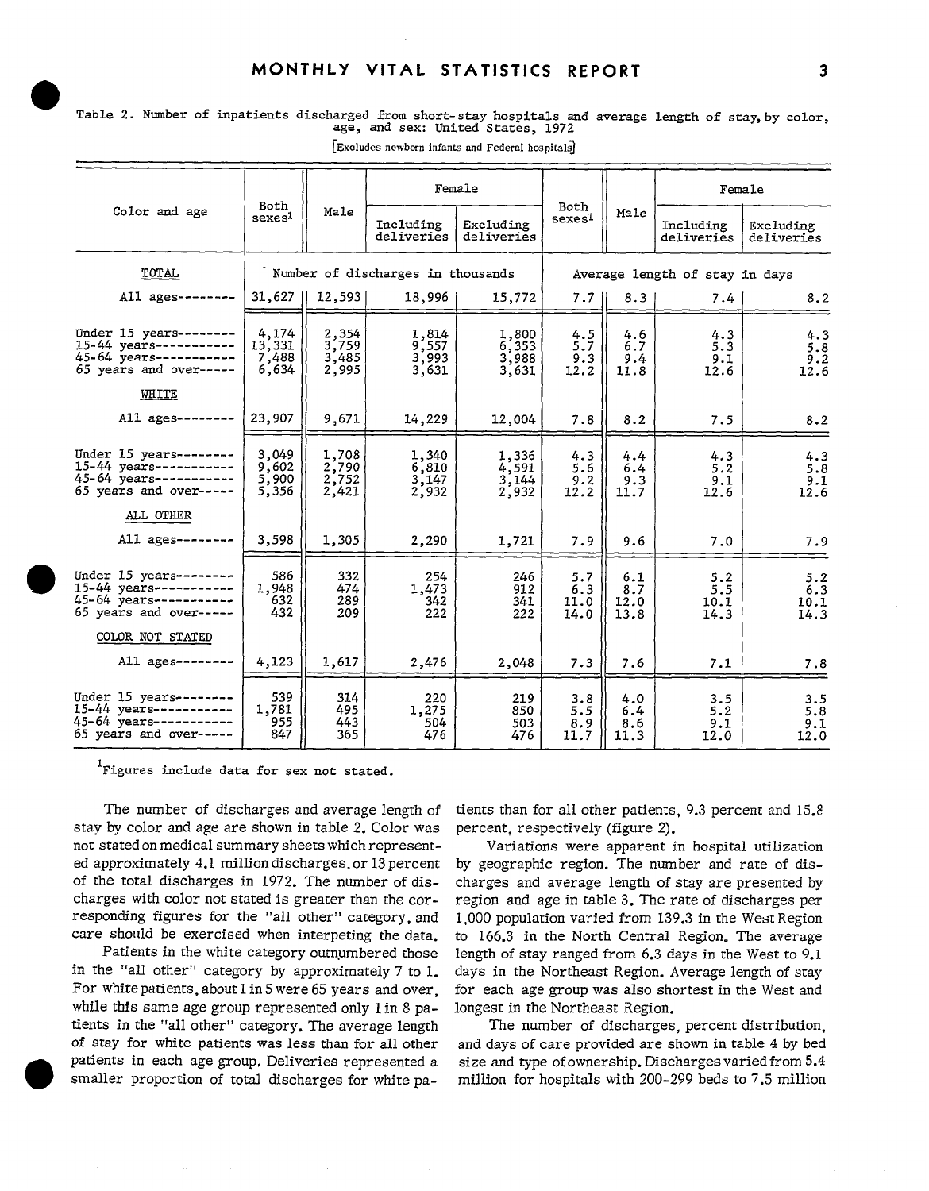Table 2. Number of inpatients discharged from short-stay hospitals and average length of stay, by color, age, and sex: United States, 1972

[Excludes newborn infants and Federal hospitals]

| Color and age | Both sexes[1] | Male | Female | | Both sexes[1] | Male | Female | |
|---|---|---|---|---|---|---|---|---|
| | | | Including deliveries | Excluding deliveries | | | Including deliveries | Excluding deliveries |
| TOTAL | Number of discharges in thousands | | | | Average length of stay in days | | | |
| All ages | 31,627 | 12,593 | 18,996 | 15,772 | 7.7 | 8.3 | 7.4 | 8.2 |
| Under 15 years | 4,174 | 2,354 | 1,814 | 1,800 | 4.5 | 4.6 | 4.3 | 4.3 |
| 15-44 years | 13,331 | 3,759 | 9,557 | 6,353 | 5.7 | 6.7 | 5.3 | 5.8 |
| 45-64 years | 7,488 | 3,485 | 3,993 | 3,988 | 9.3 | 9.4 | 9.1 | 9.2 |
| 65 years and over | 6,634 | 2,995 | 3,631 | 3,631 | 12.2 | 11.8 | 12.6 | 12.6 |
| WHITE | | | | | | | | |
| All ages | 23,907 | 9,671 | 14,229 | 12,004 | 7.8 | 8.2 | 7.5 | 8.2 |
| Under 15 years | 3,049 | 1,708 | 1,340 | 1,336 | 4.3 | 4.4 | 4.3 | 4.3 |
| 15-44 years | 9,602 | 2,790 | 6,810 | 4,591 | 5.6 | 6.4 | 5.2 | 5.8 |
| 45-64 years | 5,900 | 2,752 | 3,147 | 3,144 | 9.2 | 9.3 | 9.1 | 9.1 |
| 65 years and over | 5,356 | 2,421 | 2,932 | 2,932 | 12.2 | 11.7 | 12.6 | 12.6 |
| ALL OTHER | | | | | | | | |
| All ages | 3,598 | 1,305 | 2,290 | 1,721 | 7.9 | 9.6 | 7.0 | 7.9 |
| Under 15 years | 586 | 332 | 254 | 246 | 5.7 | 6.1 | 5.2 | 5.2 |
| 15-44 years | 1,948 | 474 | 1,473 | 912 | 6.3 | 8.7 | 5.5 | 6.3 |
| 45-64 years | 632 | 289 | 342 | 341 | 11.0 | 12.0 | 10.1 | 10.1 |
| 65 years and over | 432 | 209 | 222 | 222 | 14.0 | 13.8 | 14.3 | 14.3 |
| COLOR NOT STATED | | | | | | | | |
| All ages | 4,123 | 1,617 | 2,476 | 2,048 | 7.3 | 7.6 | 7.1 | 7.8 |
| Under 15 years | 539 | 314 | 220 | 219 | 3.8 | 4.0 | 3.5 | 3.5 |
| 15-44 years | 1,781 | 495 | 1,275 | 850 | 5.5 | 6.4 | 5.2 | 5.8 |
| 45-64 years | 955 | 443 | 504 | 503 | 8.9 | 8.6 | 9.1 | 9.1 |
| 65 years and over | 847 | 365 | 476 | 476 | 11.7 | 11.3 | 12.0 | 12.0 |

[1]Figures include data for sex not stated.

The number of discharges and average length of stay by color and age are shown in table 2. Color was not stated on medical summary sheets which represented approximately 4.1 million discharges, or 13 percent of the total discharges in 1972. The number of discharges with color not stated is greater than the corresponding figures for the "all other" category, and care should be exercised when interpeting the data.

Patients in the white category outnumbered those in the "all other" category by approximately 7 to 1. For white patients, about 1 in 5 were 65 years and over, while this same age group represented only 1 in 8 patients in the "all other" category. The average length of stay for white patients was less than for all other patients in each age group. Deliveries represented a smaller proportion of total discharges for white patients than for all other patients, 9.3 percent and 15.8 percent, respectively (figure 2).

Variations were apparent in hospital utilization by geographic region. The number and rate of discharges and average length of stay are presented by region and age in table 3. The rate of discharges per 1,000 population varied from 139.3 in the West Region to 166.3 in the North Central Region. The average length of stay ranged from 6.3 days in the West to 9.1 days in the Northeast Region. Average length of stay for each age group was also shortest in the West and longest in the Northeast Region.

The number of discharges, percent distribution, and days of care provided are shown in table 4 by bed size and type of ownership. Discharges varied from 5.4 million for hospitals with 200-299 beds to 7.5 million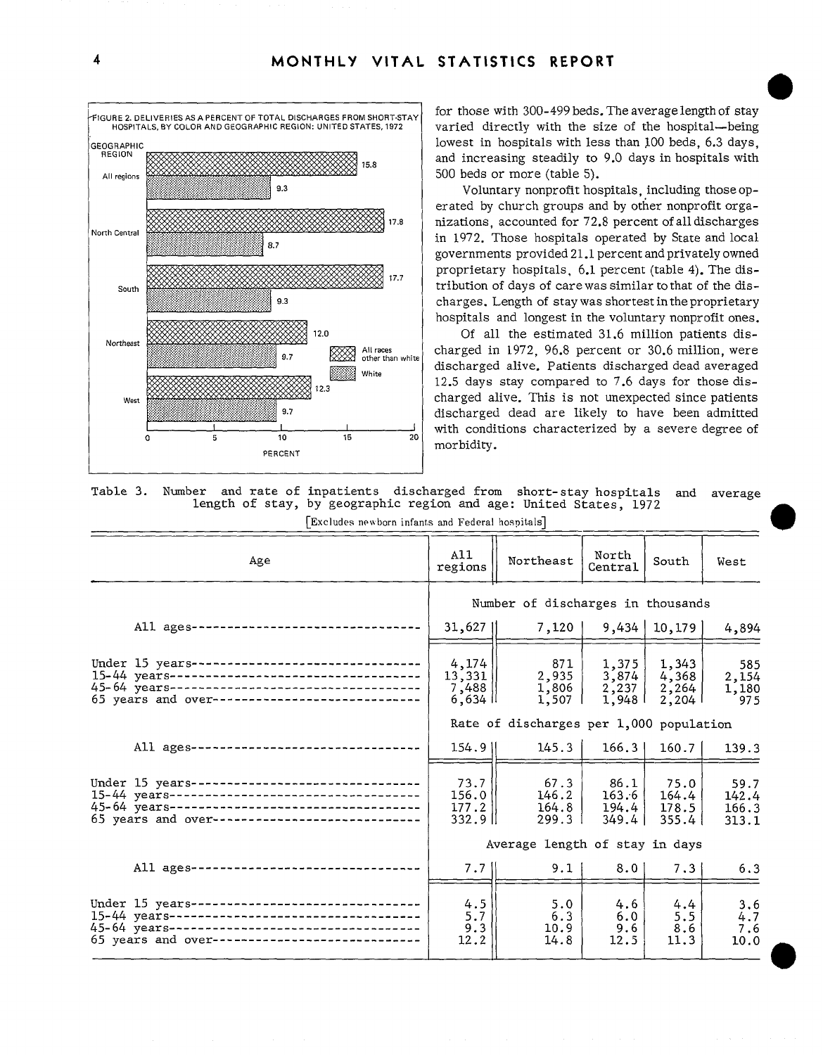FIGURE 2. DELIVERIES AS A PERCENT OF TOTAL DISCHARGES FROM SHORT-STAY HOSPITALS, BY COLOR AND GEOGRAPHIC REGION: UNITED STATES, 1972

| Geographic region | All races other than white | White |
|---|---|---|
| All regions | 15.8 | 9.3 |
| North Central | 17.8 | 8.7 |
| South | 17.7 | 9.3 |
| Northeast | 12.0 | 9.7 |
| West | 12.3 | 9.7 |

for those with 300-499 beds. The average length of stay varied directly with the size of the hospital—being lowest in hospitals with less than 100 beds, 6.3 days, and increasing steadily to 9.0 days in hospitals with 500 beds or more (table 5).

Voluntary nonprofit hospitals, including those operated by church groups and by other nonprofit organizations, accounted for 72.8 percent of all discharges in 1972. Those hospitals operated by State and local governments provided 21.1 percent and privately owned proprietary hospitals, 6.1 percent (table 4). The distribution of days of care was similar to that of the discharges. Length of stay was shortest in the proprietary hospitals and longest in the voluntary nonprofit ones.

Of all the estimated 31.6 million patients discharged in 1972, 96.8 percent or 30.6 million, were discharged alive. Patients discharged dead averaged 12.5 days stay compared to 7.6 days for those discharged alive. This is not unexpected since patients discharged dead are likely to have been admitted with conditions characterized by a severe degree of morbidity.

Table 3. Number and rate of inpatients discharged from short-stay hospitals and average length of stay, by geographic region and age: United States, 1972

[Excludes newborn infants and Federal hospitals]

| Age | All regions | Northeast | North Central | South | West |
|---|---|---|---|---|---|
| | Number of discharges in thousands | | | | |
| All ages | 31,627 | 7,120 | 9,434 | 10,179 | 4,894 |
| Under 15 years | 4,174 | 871 | 1,375 | 1,343 | 585 |
| 15-44 years | 13,331 | 2,935 | 3,874 | 4,368 | 2,154 |
| 45-64 years | 7,488 | 1,806 | 2,237 | 2,264 | 1,180 |
| 65 years and over | 6,634 | 1,507 | 1,948 | 2,204 | 975 |
| | Rate of discharges per 1,000 population | | | | |
| All ages | 154.9 | 145.3 | 166.3 | 160.7 | 139.3 |
| Under 15 years | 73.7 | 67.3 | 86.1 | 75.0 | 59.7 |
| 15-44 years | 156.0 | 146.2 | 163.6 | 164.4 | 142.4 |
| 45-64 years | 177.2 | 164.8 | 194.4 | 178.5 | 166.3 |
| 65 years and over | 332.9 | 299.3 | 349.4 | 355.4 | 313.1 |
| | Average length of stay in days | | | | |
| All ages | 7.7 | 9.1 | 8.0 | 7.3 | 6.3 |
| Under 15 years | 4.5 | 5.0 | 4.6 | 4.4 | 3.6 |
| 15-44 years | 5.7 | 6.3 | 6.0 | 5.5 | 4.7 |
| 45-64 years | 9.3 | 10.9 | 9.6 | 8.6 | 7.6 |
| 65 years and over | 12.2 | 14.8 | 12.5 | 11.3 | 10.0 |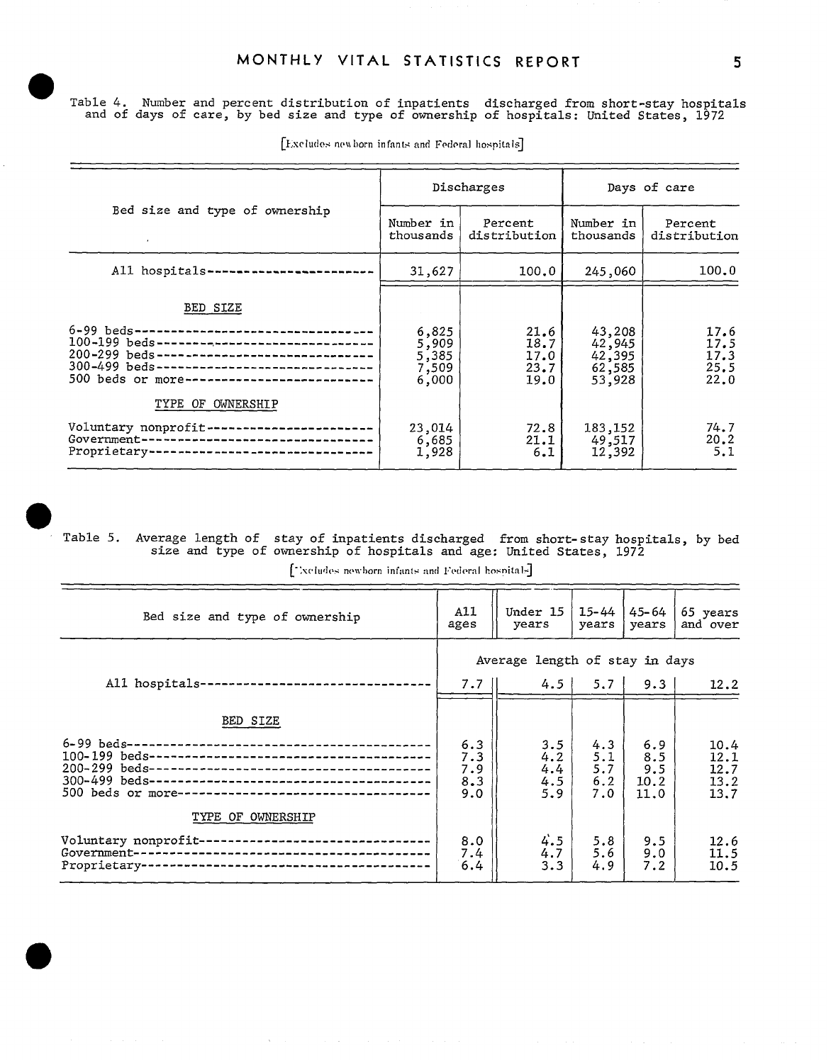Table 4. Number and percent distribution of inpatients discharged from short-stay hospitals and of days of care, by bed size and type of ownership of hospitals: United States, 1972

[Excludes newborn infants and Federal hospitals]

| Bed size and type of ownership | Discharges | | Days of care | |
|---|---|---|---|---|
| | Number in thousands | Percent distribution | Number in thousands | Percent distribution |
| All hospitals | 31,627 | 100.0 | 245,060 | 100.0 |
| **BED SIZE** | | | | |
| 6-99 beds | 6,825 | 21.6 | 43,208 | 17.6 |
| 100-199 beds | 5,909 | 18.7 | 42,945 | 17.5 |
| 200-299 beds | 5,385 | 17.0 | 42,395 | 17.3 |
| 300-499 beds | 7,509 | 23.7 | 62,585 | 25.5 |
| 500 beds or more | 6,000 | 19.0 | 53,928 | 22.0 |
| **TYPE OF OWNERSHIP** | | | | |
| Voluntary nonprofit | 23,014 | 72.8 | 183,152 | 74.7 |
| Government | 6,685 | 21.1 | 49,517 | 20.2 |
| Proprietary | 1,928 | 6.1 | 12,392 | 5.1 |

Table 5. Average length of stay of inpatients discharged from short-stay hospitals, by bed size and type of ownership of hospitals and age: United States, 1972

[Excludes newborn infants and Federal hospitals]

| Bed size and type of ownership | All ages | Under 15 years | 15-44 years | 45-64 years | 65 years and over |
|---|---|---|---|---|---|
| | Average length of stay in days | | | | |
| All hospitals | 7.7 | 4.5 | 5.7 | 9.3 | 12.2 |
| **BED SIZE** | | | | | |
| 6-99 beds | 6.3 | 3.5 | 4.3 | 6.9 | 10.4 |
| 100-199 beds | 7.3 | 4.2 | 5.1 | 8.5 | 12.1 |
| 200-299 beds | 7.9 | 4.4 | 5.7 | 9.5 | 12.7 |
| 300-499 beds | 8.3 | 4.5 | 6.2 | 10.2 | 13.2 |
| 500 beds or more | 9.0 | 5.9 | 7.0 | 11.0 | 13.7 |
| **TYPE OF OWNERSHIP** | | | | | |
| Voluntary nonprofit | 8.0 | 4.5 | 5.8 | 9.5 | 12.6 |
| Government | 7.4 | 4.7 | 5.6 | 9.0 | 11.5 |
| Proprietary | 6.4 | 3.3 | 4.9 | 7.2 | 10.5 |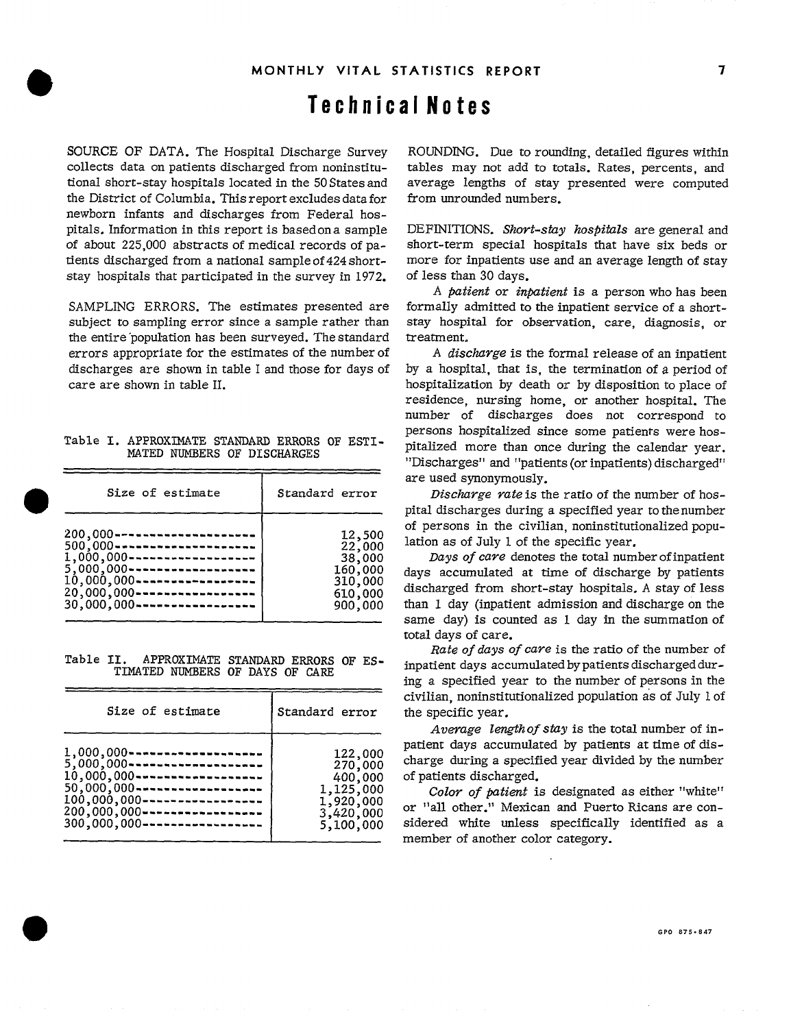# Technical Notes

SOURCE OF DATA. The Hospital Discharge Survey collects data on patients discharged from noninstitutional short-stay hospitals located in the 50 States and the District of Columbia. This report excludes data for newborn infants and discharges from Federal hospitals. Information in this report is based on a sample of about 225,000 abstracts of medical records of patients discharged from a national sample of 424 short-stay hospitals that participated in the survey in 1972.

SAMPLING ERRORS. The estimates presented are subject to sampling error since a sample rather than the entire population has been surveyed. The standard errors appropriate for the estimates of the number of discharges are shown in table I and those for days of care are shown in table II.

Table I. APPROXIMATE STANDARD ERRORS OF ESTIMATED NUMBERS OF DISCHARGES

| Size of estimate | Standard error |
|---|---|
| 200,000 | 12,500 |
| 500,000 | 22,000 |
| 1,000,000 | 38,000 |
| 5,000,000 | 160,000 |
| 10,000,000 | 310,000 |
| 20,000,000 | 610,000 |
| 30,000,000 | 900,000 |

Table II. APPROXIMATE STANDARD ERRORS OF ESTIMATED NUMBERS OF DAYS OF CARE

| Size of estimate | Standard error |
|---|---|
| 1,000,000 | 122,000 |
| 5,000,000 | 270,000 |
| 10,000,000 | 400,000 |
| 50,000,000 | 1,125,000 |
| 100,000,000 | 1,920,000 |
| 200,000,000 | 3,420,000 |
| 300,000,000 | 5,100,000 |

ROUNDING. Due to rounding, detailed figures within tables may not add to totals. Rates, percents, and average lengths of stay presented were computed from unrounded numbers.

DEFINITIONS. *Short-stay hospitals* are general and short-term special hospitals that have six beds or more for inpatients use and an average length of stay of less than 30 days.

A *patient* or *inpatient* is a person who has been formally admitted to the inpatient service of a short-stay hospital for observation, care, diagnosis, or treatment.

A *discharge* is the formal release of an inpatient by a hospital, that is, the termination of a period of hospitalization by death or by disposition to place of residence, nursing home, or another hospital. The number of discharges does not correspond to persons hospitalized since some patients were hospitalized more than once during the calendar year. "Discharges" and "patients (or inpatients) discharged" are used synonymously.

*Discharge rate* is the ratio of the number of hospital discharges during a specified year to the number of persons in the civilian, noninstitutionalized population as of July 1 of the specific year.

*Days of care* denotes the total number of inpatient days accumulated at time of discharge by patients discharged from short-stay hospitals. A stay of less than 1 day (inpatient admission and discharge on the same day) is counted as 1 day in the summation of total days of care.

*Rate of days of care* is the ratio of the number of inpatient days accumulated by patients discharged during a specified year to the number of persons in the civilian, noninstitutionalized population as of July 1 of the specific year.

*Average length of stay* is the total number of inpatient days accumulated by patients at time of discharge during a specified year divided by the number of patients discharged.

*Color of patient* is designated as either "white" or "all other." Mexican and Puerto Ricans are considered white unless specifically identified as a member of another color category.

GPO 875-847